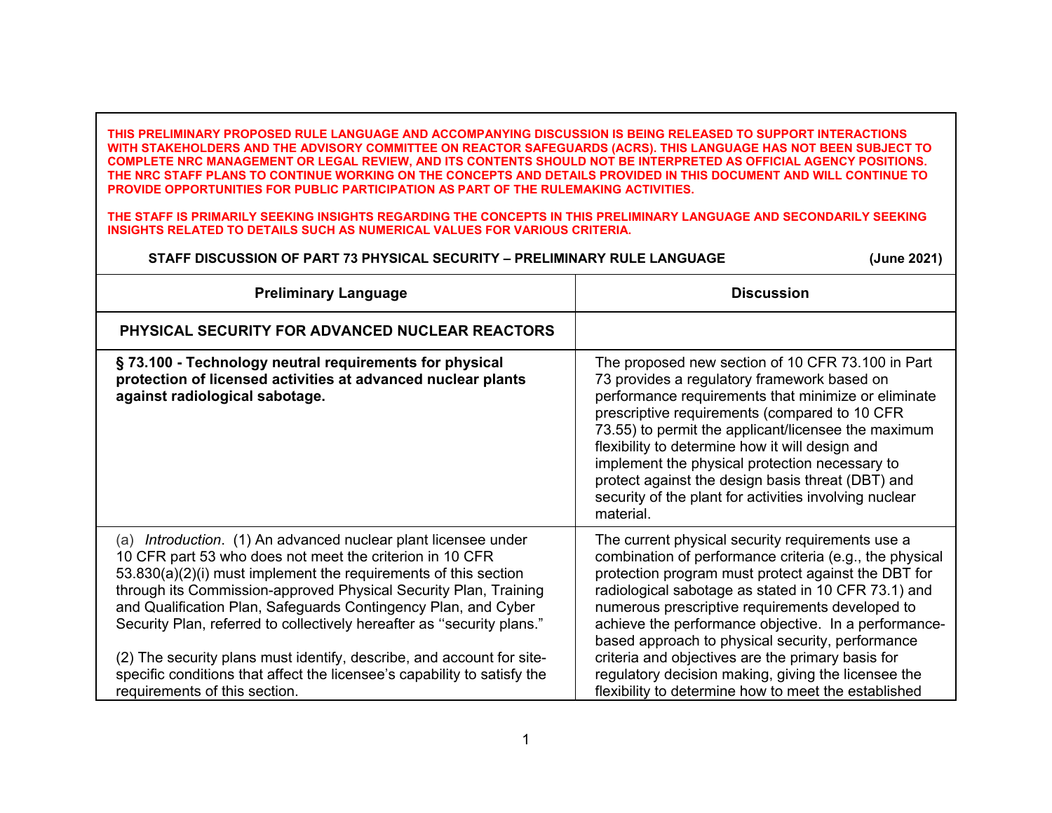**THIS PRELIMINARY PROPOSED RULE LANGUAGE AND ACCOMPANYING DISCUSSION IS BEING RELEASED TO SUPPORT INTERACTIONS WITH STAKEHOLDERS AND THE ADVISORY COMMITTEE ON REACTOR SAFEGUARDS (ACRS). THIS LANGUAGE HAS NOT BEEN SUBJECT TO COMPLETE NRC MANAGEMENT OR LEGAL REVIEW, AND ITS CONTENTS SHOULD NOT BE INTERPRETED AS OFFICIAL AGENCY POSITIONS. THE NRC STAFF PLANS TO CONTINUE WORKING ON THE CONCEPTS AND DETAILS PROVIDED IN THIS DOCUMENT AND WILL CONTINUE TO PROVIDE OPPORTUNITIES FOR PUBLIC PARTICIPATION AS PART OF THE RULEMAKING ACTIVITIES.**

**THE STAFF IS PRIMARILY SEEKING INSIGHTS REGARDING THE CONCEPTS IN THIS PRELIMINARY LANGUAGE AND SECONDARILY SEEKING INSIGHTS RELATED TO DETAILS SUCH AS NUMERICAL VALUES FOR VARIOUS CRITERIA.**

**STAFF DISCUSSION OF PART 73 PHYSICAL SECURITY – PRELIMINARY RULE LANGUAGE (June 2021)**

| Preliminary Language | Discussion |
|---|---|
| **PHYSICAL SECURITY FOR ADVANCED NUCLEAR REACTORS** | |
| **§ 73.100 - Technology neutral requirements for physical protection of licensed activities at advanced nuclear plants against radiological sabotage.** | The proposed new section of 10 CFR 73.100 in Part 73 provides a regulatory framework based on performance requirements that minimize or eliminate prescriptive requirements (compared to 10 CFR 73.55) to permit the applicant/licensee the maximum flexibility to determine how it will design and implement the physical protection necessary to protect against the design basis threat (DBT) and security of the plant for activities involving nuclear material. |
| (a) *Introduction*. (1) An advanced nuclear plant licensee under 10 CFR part 53 who does not meet the criterion in 10 CFR 53.830(a)(2)(i) must implement the requirements of this section through its Commission-approved Physical Security Plan, Training and Qualification Plan, Safeguards Contingency Plan, and Cyber Security Plan, referred to collectively hereafter as ''security plans."<br><br>(2) The security plans must identify, describe, and account for site-specific conditions that affect the licensee's capability to satisfy the requirements of this section. | The current physical security requirements use a combination of performance criteria (e.g., the physical protection program must protect against the DBT for radiological sabotage as stated in 10 CFR 73.1) and numerous prescriptive requirements developed to achieve the performance objective. In a performance-based approach to physical security, performance criteria and objectives are the primary basis for regulatory decision making, giving the licensee the flexibility to determine how to meet the established |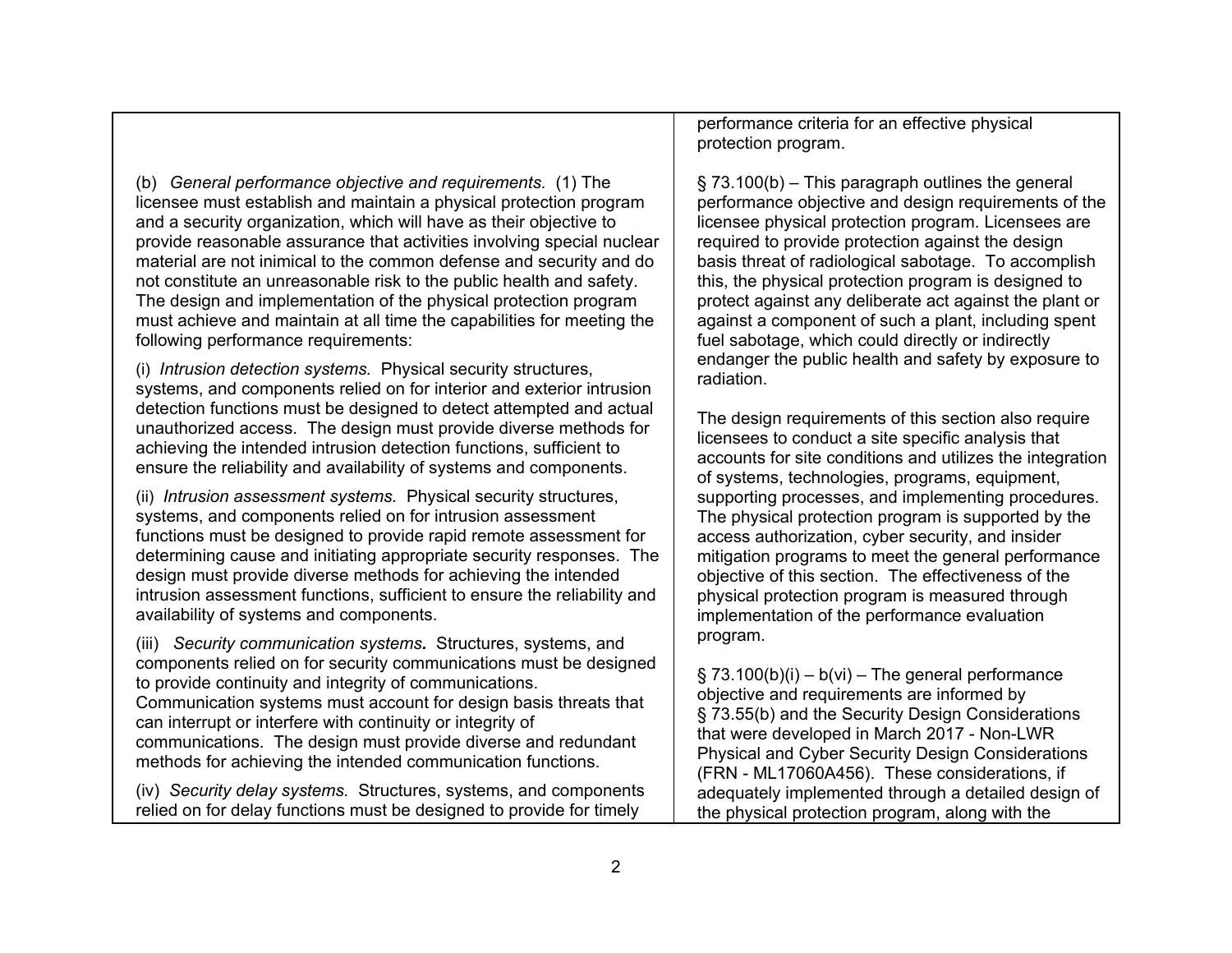| | |
|---|---|
| | performance criteria for an effective physical protection program. |
| (b) *General performance objective and requirements.* (1) The licensee must establish and maintain a physical protection program and a security organization, which will have as their objective to provide reasonable assurance that activities involving special nuclear material are not inimical to the common defense and security and do not constitute an unreasonable risk to the public health and safety. The design and implementation of the physical protection program must achieve and maintain at all time the capabilities for meeting the following performance requirements:<br><br>(i) *Intrusion detection systems.* Physical security structures, systems, and components relied on for interior and exterior intrusion detection functions must be designed to detect attempted and actual unauthorized access. The design must provide diverse methods for achieving the intended intrusion detection functions, sufficient to ensure the reliability and availability of systems and components.<br><br>(ii) *Intrusion assessment systems.* Physical security structures, systems, and components relied on for intrusion assessment functions must be designed to provide rapid remote assessment for determining cause and initiating appropriate security responses. The design must provide diverse methods for achieving the intended intrusion assessment functions, sufficient to ensure the reliability and availability of systems and components.<br><br>(iii) ***Security communication systems.*** Structures, systems, and components relied on for security communications must be designed to provide continuity and integrity of communications. Communication systems must account for design basis threats that can interrupt or interfere with continuity or integrity of communications. The design must provide diverse and redundant methods for achieving the intended communication functions.<br><br>(iv) *Security delay systems.* Structures, systems, and components relied on for delay functions must be designed to provide for timely | § 73.100(b) – This paragraph outlines the general performance objective and design requirements of the licensee physical protection program. Licensees are required to provide protection against the design basis threat of radiological sabotage. To accomplish this, the physical protection program is designed to protect against any deliberate act against the plant or against a component of such a plant, including spent fuel sabotage, which could directly or indirectly endanger the public health and safety by exposure to radiation.<br><br>The design requirements of this section also require licensees to conduct a site specific analysis that accounts for site conditions and utilizes the integration of systems, technologies, programs, equipment, supporting processes, and implementing procedures. The physical protection program is supported by the access authorization, cyber security, and insider mitigation programs to meet the general performance objective of this section. The effectiveness of the physical protection program is measured through implementation of the performance evaluation program.<br><br>§ 73.100(b)(i) – b(vi) – The general performance objective and requirements are informed by § 73.55(b) and the Security Design Considerations that were developed in March 2017 - Non-LWR Physical and Cyber Security Design Considerations (FRN - ML17060A456). These considerations, if adequately implemented through a detailed design of the physical protection program, along with the |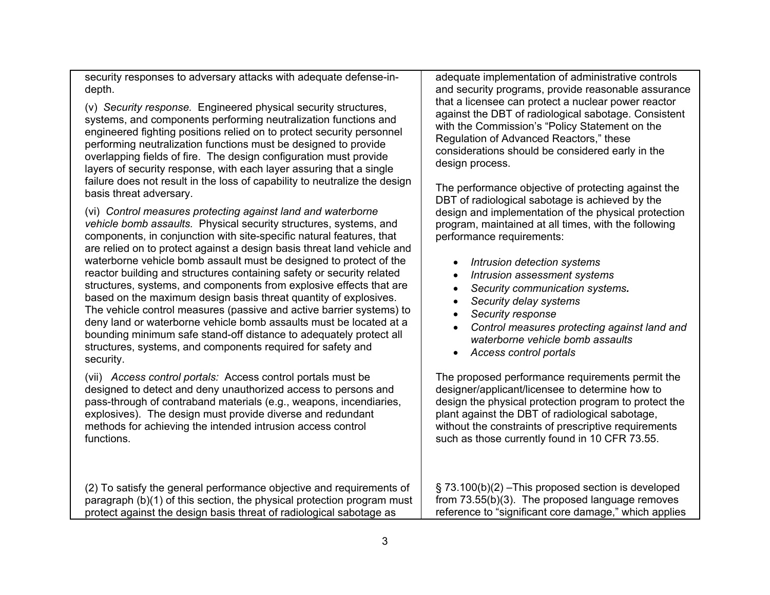| | |
|---|---|
| security responses to adversary attacks with adequate defense-in-depth.<br><br>(v) *Security response.* Engineered physical security structures, systems, and components performing neutralization functions and engineered fighting positions relied on to protect security personnel performing neutralization functions must be designed to provide overlapping fields of fire. The design configuration must provide layers of security response, with each layer assuring that a single failure does not result in the loss of capability to neutralize the design basis threat adversary.<br><br>(vi) *Control measures protecting against land and waterborne vehicle bomb assaults.* Physical security structures, systems, and components, in conjunction with site-specific natural features, that are relied on to protect against a design basis threat land vehicle and waterborne vehicle bomb assault must be designed to protect of the reactor building and structures containing safety or security related structures, systems, and components from explosive effects that are based on the maximum design basis threat quantity of explosives. The vehicle control measures (passive and active barrier systems) to deny land or waterborne vehicle bomb assaults must be located at a bounding minimum safe stand-off distance to adequately protect all structures, systems, and components required for safety and security.<br><br>(vii) *Access control portals:* Access control portals must be designed to detect and deny unauthorized access to persons and pass-through of contraband materials (e.g., weapons, incendiaries, explosives). The design must provide diverse and redundant methods for achieving the intended intrusion access control functions. | adequate implementation of administrative controls and security programs, provide reasonable assurance that a licensee can protect a nuclear power reactor against the DBT of radiological sabotage. Consistent with the Commission's "Policy Statement on the Regulation of Advanced Reactors," these considerations should be considered early in the design process.<br><br>The performance objective of protecting against the DBT of radiological sabotage is achieved by the design and implementation of the physical protection program, maintained at all times, with the following performance requirements:<br><br>• *Intrusion detection systems*<br>• *Intrusion assessment systems*<br>• *Security communication systems.*<br>• *Security delay systems*<br>• *Security response*<br>• *Control measures protecting against land and waterborne vehicle bomb assaults*<br>• *Access control portals*<br><br>The proposed performance requirements permit the designer/applicant/licensee to determine how to design the physical protection program to protect the plant against the DBT of radiological sabotage, without the constraints of prescriptive requirements such as those currently found in 10 CFR 73.55. |
| (2) To satisfy the general performance objective and requirements of paragraph (b)(1) of this section, the physical protection program must protect against the design basis threat of radiological sabotage as | § 73.100(b)(2) –This proposed section is developed from 73.55(b)(3). The proposed language removes reference to "significant core damage," which applies |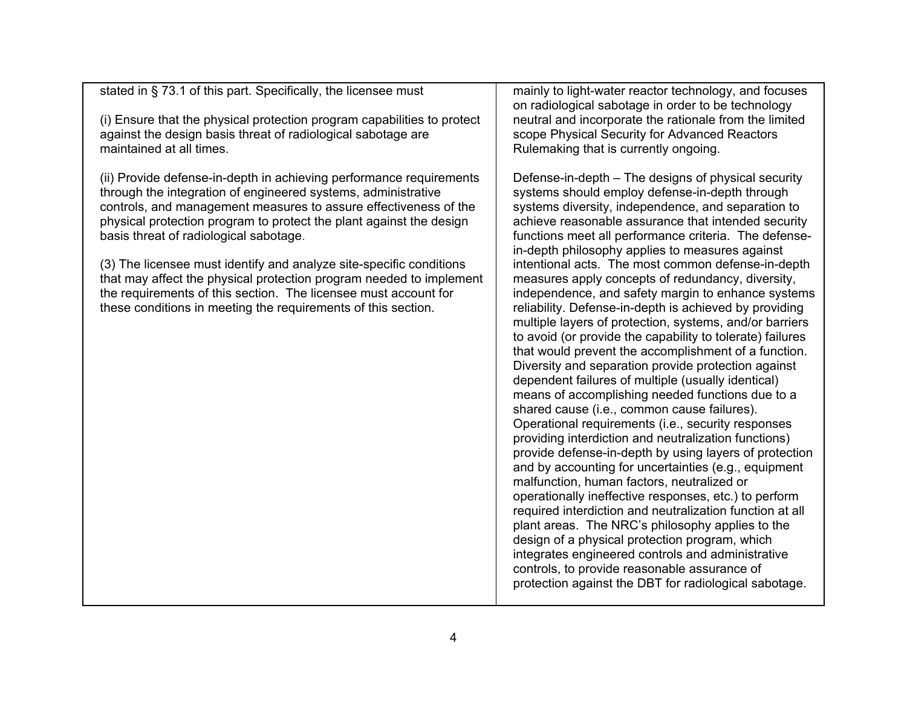| | |
|---|---|
| stated in § 73.1 of this part. Specifically, the licensee must<br><br>(i) Ensure that the physical protection program capabilities to protect against the design basis threat of radiological sabotage are maintained at all times.<br><br>(ii) Provide defense-in-depth in achieving performance requirements through the integration of engineered systems, administrative controls, and management measures to assure effectiveness of the physical protection program to protect the plant against the design basis threat of radiological sabotage.<br><br>(3) The licensee must identify and analyze site-specific conditions that may affect the physical protection program needed to implement the requirements of this section. The licensee must account for these conditions in meeting the requirements of this section. | mainly to light-water reactor technology, and focuses on radiological sabotage in order to be technology neutral and incorporate the rationale from the limited scope Physical Security for Advanced Reactors Rulemaking that is currently ongoing.<br><br>Defense-in-depth – The designs of physical security systems should employ defense-in-depth through systems diversity, independence, and separation to achieve reasonable assurance that intended security functions meet all performance criteria. The defense-in-depth philosophy applies to measures against intentional acts. The most common defense-in-depth measures apply concepts of redundancy, diversity, independence, and safety margin to enhance systems reliability. Defense-in-depth is achieved by providing multiple layers of protection, systems, and/or barriers to avoid (or provide the capability to tolerate) failures that would prevent the accomplishment of a function. Diversity and separation provide protection against dependent failures of multiple (usually identical) means of accomplishing needed functions due to a shared cause (i.e., common cause failures). Operational requirements (i.e., security responses providing interdiction and neutralization functions) provide defense-in-depth by using layers of protection and by accounting for uncertainties (e.g., equipment malfunction, human factors, neutralized or operationally ineffective responses, etc.) to perform required interdiction and neutralization function at all plant areas. The NRC's philosophy applies to the design of a physical protection program, which integrates engineered controls and administrative controls, to provide reasonable assurance of protection against the DBT for radiological sabotage. |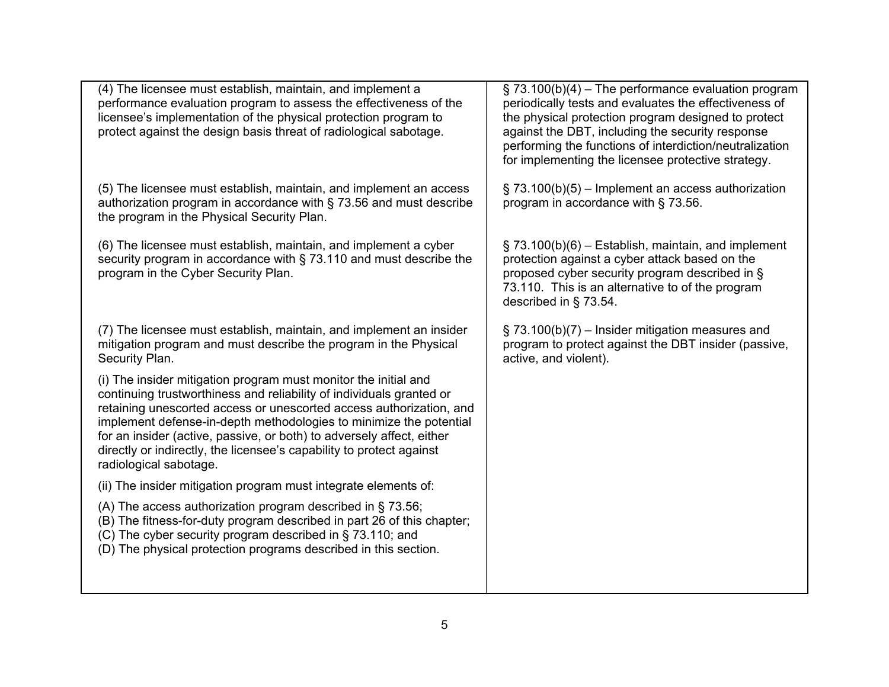| | |
|---|---|
| (4) The licensee must establish, maintain, and implement a performance evaluation program to assess the effectiveness of the licensee's implementation of the physical protection program to protect against the design basis threat of radiological sabotage. | § 73.100(b)(4) – The performance evaluation program periodically tests and evaluates the effectiveness of the physical protection program designed to protect against the DBT, including the security response performing the functions of interdiction/neutralization for implementing the licensee protective strategy. |
| (5) The licensee must establish, maintain, and implement an access authorization program in accordance with § 73.56 and must describe the program in the Physical Security Plan. | § 73.100(b)(5) – Implement an access authorization program in accordance with § 73.56. |
| (6) The licensee must establish, maintain, and implement a cyber security program in accordance with § 73.110 and must describe the program in the Cyber Security Plan. | § 73.100(b)(6) – Establish, maintain, and implement protection against a cyber attack based on the proposed cyber security program described in § 73.110. This is an alternative to of the program described in § 73.54. |
| (7) The licensee must establish, maintain, and implement an insider mitigation program and must describe the program in the Physical Security Plan.<br><br>(i) The insider mitigation program must monitor the initial and continuing trustworthiness and reliability of individuals granted or retaining unescorted access or unescorted access authorization, and implement defense-in-depth methodologies to minimize the potential for an insider (active, passive, or both) to adversely affect, either directly or indirectly, the licensee's capability to protect against radiological sabotage.<br><br>(ii) The insider mitigation program must integrate elements of:<br><br>(A) The access authorization program described in § 73.56;<br>(B) The fitness-for-duty program described in part 26 of this chapter;<br>(C) The cyber security program described in § 73.110; and<br>(D) The physical protection programs described in this section. | § 73.100(b)(7) – Insider mitigation measures and program to protect against the DBT insider (passive, active, and violent). |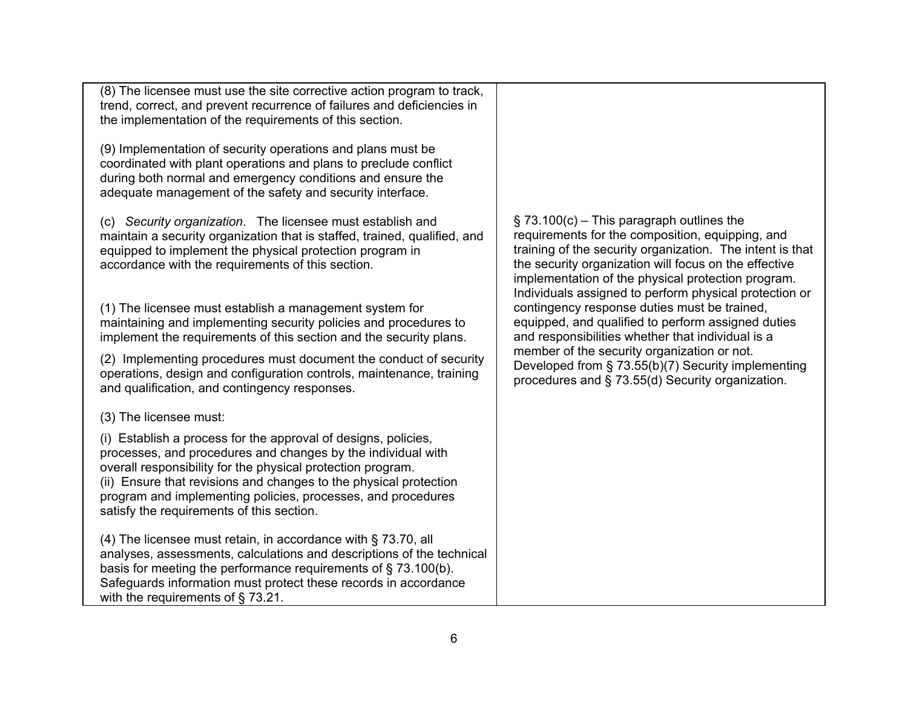| | |
|---|---|
| (8) The licensee must use the site corrective action program to track, trend, correct, and prevent recurrence of failures and deficiencies in the implementation of the requirements of this section.<br><br>(9) Implementation of security operations and plans must be coordinated with plant operations and plans to preclude conflict during both normal and emergency conditions and ensure the adequate management of the safety and security interface. | |
| (c) *Security organization*. The licensee must establish and maintain a security organization that is staffed, trained, qualified, and equipped to implement the physical protection program in accordance with the requirements of this section.<br><br>(1) The licensee must establish a management system for maintaining and implementing security policies and procedures to implement the requirements of this section and the security plans.<br><br>(2) Implementing procedures must document the conduct of security operations, design and configuration controls, maintenance, training and qualification, and contingency responses.<br><br>(3) The licensee must:<br><br>(i) Establish a process for the approval of designs, policies, processes, and procedures and changes by the individual with overall responsibility for the physical protection program.<br>(ii) Ensure that revisions and changes to the physical protection program and implementing policies, processes, and procedures satisfy the requirements of this section.<br><br>(4) The licensee must retain, in accordance with § 73.70, all analyses, assessments, calculations and descriptions of the technical basis for meeting the performance requirements of § 73.100(b). Safeguards information must protect these records in accordance with the requirements of § 73.21. | § 73.100(c) – This paragraph outlines the requirements for the composition, equipping, and training of the security organization. The intent is that the security organization will focus on the effective implementation of the physical protection program. Individuals assigned to perform physical protection or contingency response duties must be trained, equipped, and qualified to perform assigned duties and responsibilities whether that individual is a member of the security organization or not. Developed from § 73.55(b)(7) Security implementing procedures and § 73.55(d) Security organization. |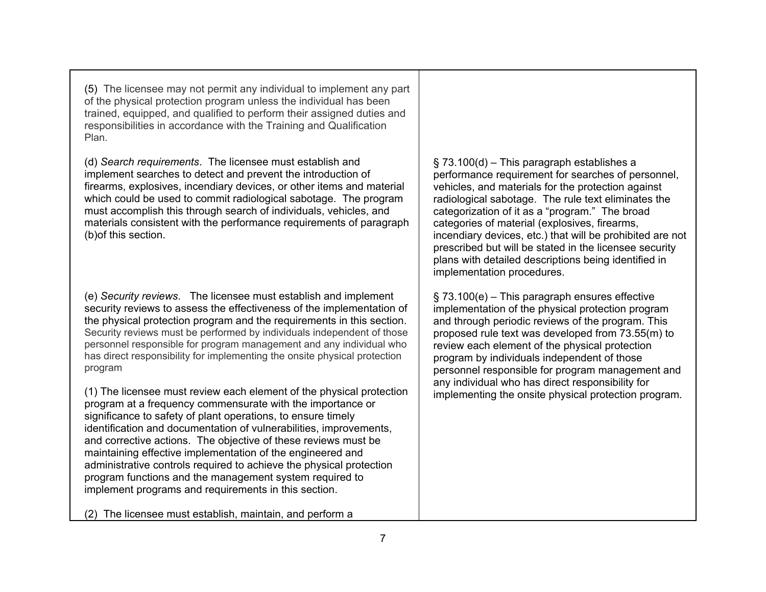| | |
|---|---|
| (5) The licensee may not permit any individual to implement any part of the physical protection program unless the individual has been trained, equipped, and qualified to perform their assigned duties and responsibilities in accordance with the Training and Qualification Plan. | |
| (d) *Search requirements*. The licensee must establish and implement searches to detect and prevent the introduction of firearms, explosives, incendiary devices, or other items and material which could be used to commit radiological sabotage. The program must accomplish this through search of individuals, vehicles, and materials consistent with the performance requirements of paragraph (b)of this section. | § 73.100(d) – This paragraph establishes a performance requirement for searches of personnel, vehicles, and materials for the protection against radiological sabotage. The rule text eliminates the categorization of it as a "program." The broad categories of material (explosives, firearms, incendiary devices, etc.) that will be prohibited are not prescribed but will be stated in the licensee security plans with detailed descriptions being identified in implementation procedures. |
| (e) *Security reviews*. The licensee must establish and implement security reviews to assess the effectiveness of the implementation of the physical protection program and the requirements in this section. Security reviews must be performed by individuals independent of those personnel responsible for program management and any individual who has direct responsibility for implementing the onsite physical protection program<br><br>(1) The licensee must review each element of the physical protection program at a frequency commensurate with the importance or significance to safety of plant operations, to ensure timely identification and documentation of vulnerabilities, improvements, and corrective actions. The objective of these reviews must be maintaining effective implementation of the engineered and administrative controls required to achieve the physical protection program functions and the management system required to implement programs and requirements in this section.<br><br>(2) The licensee must establish, maintain, and perform a | § 73.100(e) – This paragraph ensures effective implementation of the physical protection program and through periodic reviews of the program. This proposed rule text was developed from 73.55(m) to review each element of the physical protection program by individuals independent of those personnel responsible for program management and any individual who has direct responsibility for implementing the onsite physical protection program. |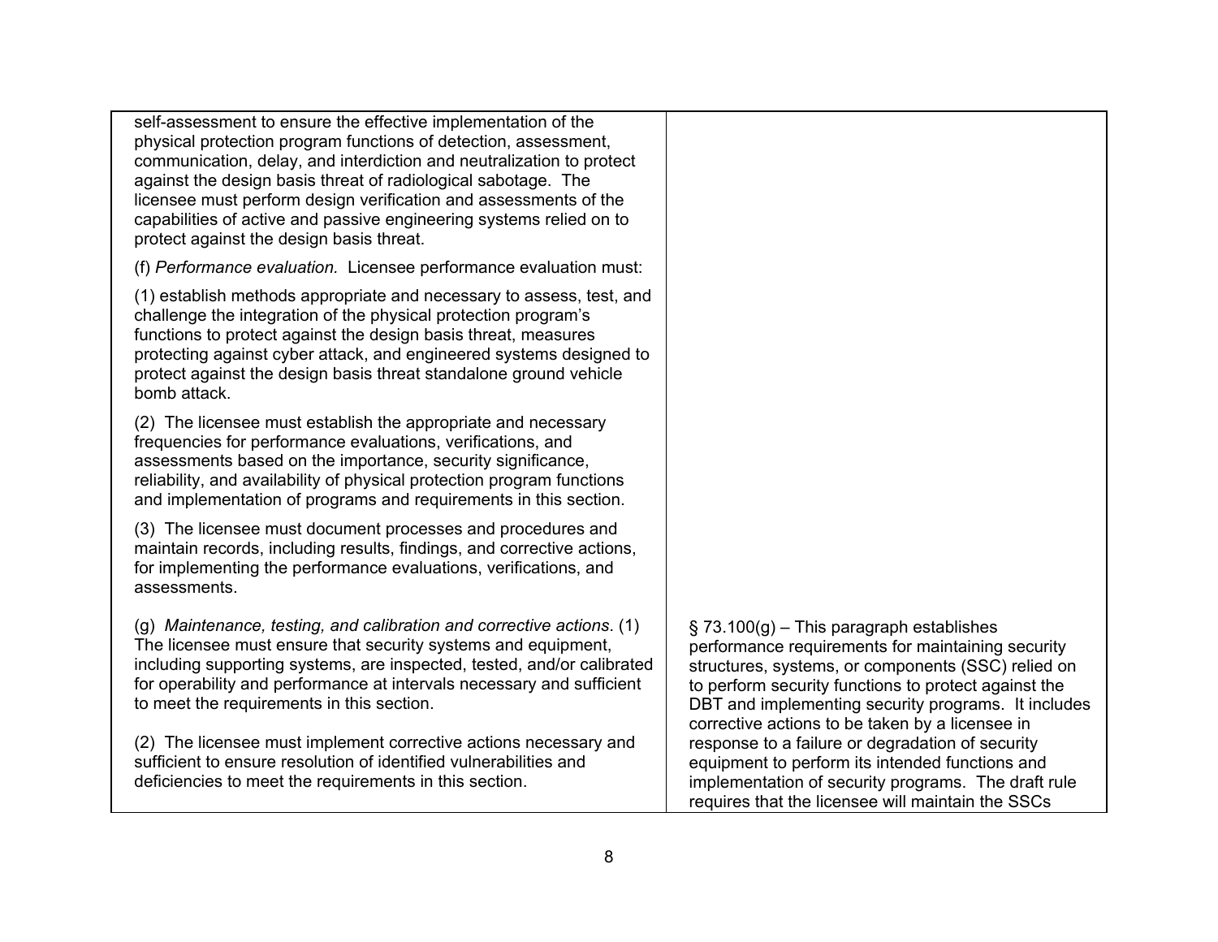| | |
|---|---|
| self-assessment to ensure the effective implementation of the physical protection program functions of detection, assessment, communication, delay, and interdiction and neutralization to protect against the design basis threat of radiological sabotage. The licensee must perform design verification and assessments of the capabilities of active and passive engineering systems relied on to protect against the design basis threat.<br><br>(f) *Performance evaluation.* Licensee performance evaluation must:<br><br>(1) establish methods appropriate and necessary to assess, test, and challenge the integration of the physical protection program's functions to protect against the design basis threat, measures protecting against cyber attack, and engineered systems designed to protect against the design basis threat standalone ground vehicle bomb attack.<br><br>(2) The licensee must establish the appropriate and necessary frequencies for performance evaluations, verifications, and assessments based on the importance, security significance, reliability, and availability of physical protection program functions and implementation of programs and requirements in this section.<br><br>(3) The licensee must document processes and procedures and maintain records, including results, findings, and corrective actions, for implementing the performance evaluations, verifications, and assessments. | |
| (g) *Maintenance, testing, and calibration and corrective actions*. (1) The licensee must ensure that security systems and equipment, including supporting systems, are inspected, tested, and/or calibrated for operability and performance at intervals necessary and sufficient to meet the requirements in this section.<br><br>(2) The licensee must implement corrective actions necessary and sufficient to ensure resolution of identified vulnerabilities and deficiencies to meet the requirements in this section. | § 73.100(g) – This paragraph establishes performance requirements for maintaining security structures, systems, or components (SSC) relied on to perform security functions to protect against the DBT and implementing security programs. It includes corrective actions to be taken by a licensee in response to a failure or degradation of security equipment to perform its intended functions and implementation of security programs. The draft rule requires that the licensee will maintain the SSCs |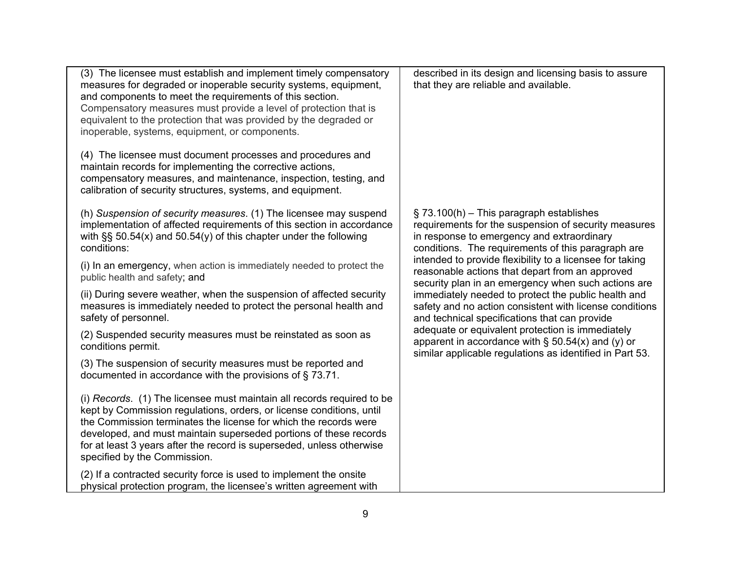| | |
|---|---|
| (3) The licensee must establish and implement timely compensatory measures for degraded or inoperable security systems, equipment, and components to meet the requirements of this section. Compensatory measures must provide a level of protection that is equivalent to the protection that was provided by the degraded or inoperable, systems, equipment, or components.<br><br>(4) The licensee must document processes and procedures and maintain records for implementing the corrective actions, compensatory measures, and maintenance, inspection, testing, and calibration of security structures, systems, and equipment. | described in its design and licensing basis to assure that they are reliable and available. |
| (h) *Suspension of security measures*. (1) The licensee may suspend implementation of affected requirements of this section in accordance with §§ 50.54(x) and 50.54(y) of this chapter under the following conditions:<br><br>(i) In an emergency, when action is immediately needed to protect the public health and safety; and<br><br>(ii) During severe weather, when the suspension of affected security measures is immediately needed to protect the personal health and safety of personnel.<br><br>(2) Suspended security measures must be reinstated as soon as conditions permit.<br><br>(3) The suspension of security measures must be reported and documented in accordance with the provisions of § 73.71. | § 73.100(h) – This paragraph establishes requirements for the suspension of security measures in response to emergency and extraordinary conditions. The requirements of this paragraph are intended to provide flexibility to a licensee for taking reasonable actions that depart from an approved security plan in an emergency when such actions are immediately needed to protect the public health and safety and no action consistent with license conditions and technical specifications that can provide adequate or equivalent protection is immediately apparent in accordance with § 50.54(x) and (y) or similar applicable regulations as identified in Part 53. |
| (i) *Records*. (1) The licensee must maintain all records required to be kept by Commission regulations, orders, or license conditions, until the Commission terminates the license for which the records were developed, and must maintain superseded portions of these records for at least 3 years after the record is superseded, unless otherwise specified by the Commission.<br><br>(2) If a contracted security force is used to implement the onsite physical protection program, the licensee's written agreement with | |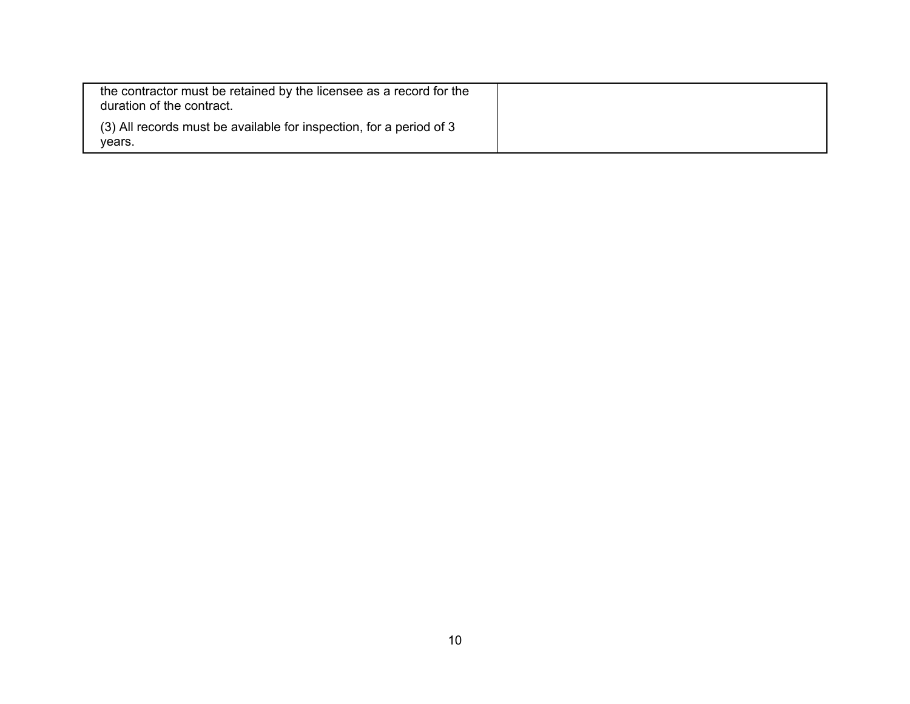| | |
|---|---|
| the contractor must be retained by the licensee as a record for the duration of the contract.<br><br>(3) All records must be available for inspection, for a period of 3 years. | |